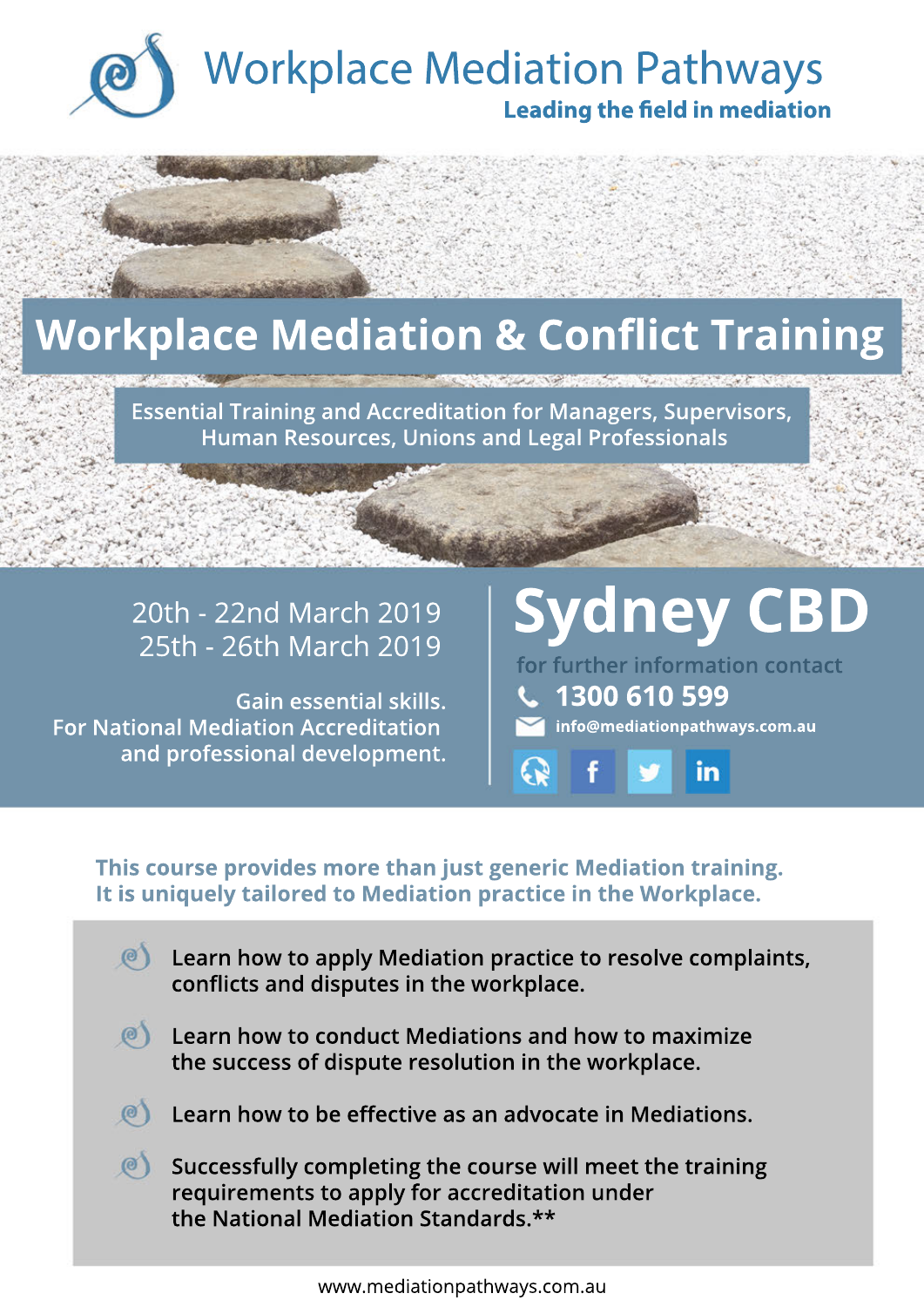# Workplace Mediation Pathways

**Leading the field in mediation**

## Workplace Mediation & Conflict Training

Essential Training and Accreditation for Managers, Supervisors, Human Resources, Unions and Legal Professionals

20th - 22nd March 2019
25th - 26th March 2019

Gain essential skills.
For National Mediation Accreditation and professional development.

## Sydney CBD

for further information contact

**1300 610 599**

**info@mediationpathways.com.au**

**This course provides more than just generic Mediation training. It is uniquely tailored to Mediation practice in the Workplace.**

- Learn how to apply Mediation practice to resolve complaints, conflicts and disputes in the workplace.
- Learn how to conduct Mediations and how to maximize the success of dispute resolution in the workplace.
- Learn how to be effective as an advocate in Mediations.
- Successfully completing the course will meet the training requirements to apply for accreditation under the National Mediation Standards.**

www.mediationpathways.com.au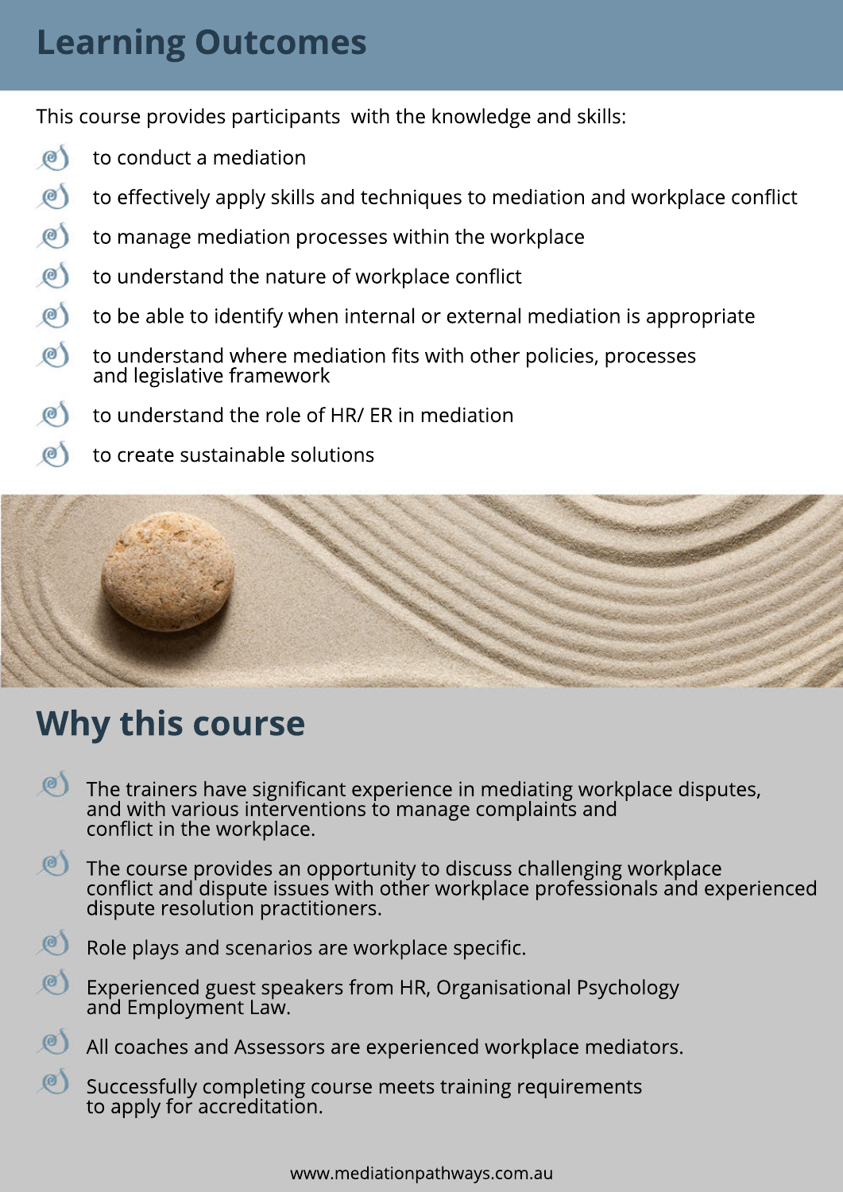## Learning Outcomes

This course provides participants with the knowledge and skills:

- to conduct a mediation
- to effectively apply skills and techniques to mediation and workplace conflict
- to manage mediation processes within the workplace
- to understand the nature of workplace conflict
- to be able to identify when internal or external mediation is appropriate
- to understand where mediation fits with other policies, processes and legislative framework
- to understand the role of HR/ ER in mediation
- to create sustainable solutions

## Why this course

- The trainers have significant experience in mediating workplace disputes, and with various interventions to manage complaints and conflict in the workplace.
- The course provides an opportunity to discuss challenging workplace conflict and dispute issues with other workplace professionals and experienced dispute resolution practitioners.
- Role plays and scenarios are workplace specific.
- Experienced guest speakers from HR, Organisational Psychology and Employment Law.
- All coaches and Assessors are experienced workplace mediators.
- Successfully completing course meets training requirements to apply for accreditation.

www.mediationpathways.com.au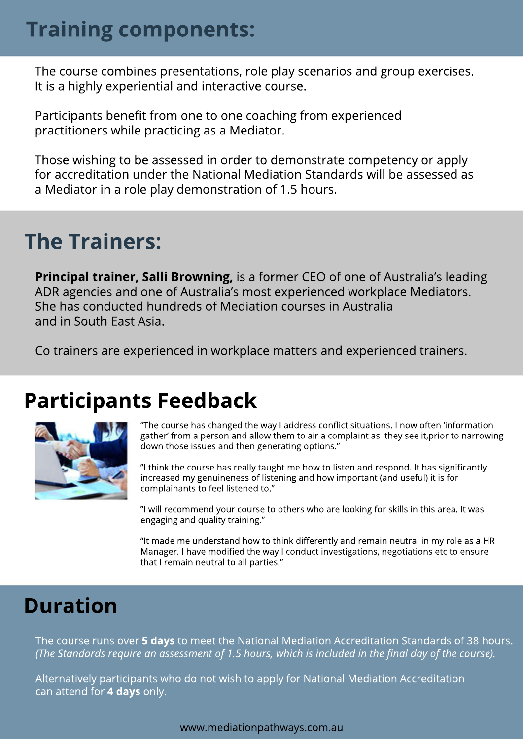## Training components:

The course combines presentations, role play scenarios and group exercises. It is a highly experiential and interactive course.

Participants benefit from one to one coaching from experienced practitioners while practicing as a Mediator.

Those wishing to be assessed in order to demonstrate competency or apply for accreditation under the National Mediation Standards will be assessed as a Mediator in a role play demonstration of 1.5 hours.

## The Trainers:

**Principal trainer, Salli Browning,** is a former CEO of one of Australia's leading ADR agencies and one of Australia's most experienced workplace Mediators. She has conducted hundreds of Mediation courses in Australia and in South East Asia.

Co trainers are experienced in workplace matters and experienced trainers.

## Participants Feedback

"The course has changed the way I address conflict situations. I now often 'information gather' from a person and allow them to air a complaint as they see it,prior to narrowing down those issues and then generating options."

"I think the course has really taught me how to listen and respond. It has significantly increased my genuineness of listening and how important (and useful) it is for complainants to feel listened to."

"I will recommend your course to others who are looking for skills in this area. It was engaging and quality training."

"It made me understand how to think differently and remain neutral in my role as a HR Manager. I have modified the way I conduct investigations, negotiations etc to ensure that I remain neutral to all parties."

## Duration

The course runs over **5 days** to meet the National Mediation Accreditation Standards of 38 hours. *(The Standards require an assessment of 1.5 hours, which is included in the final day of the course).*

Alternatively participants who do not wish to apply for National Mediation Accreditation can attend for **4 days** only.

www.mediationpathways.com.au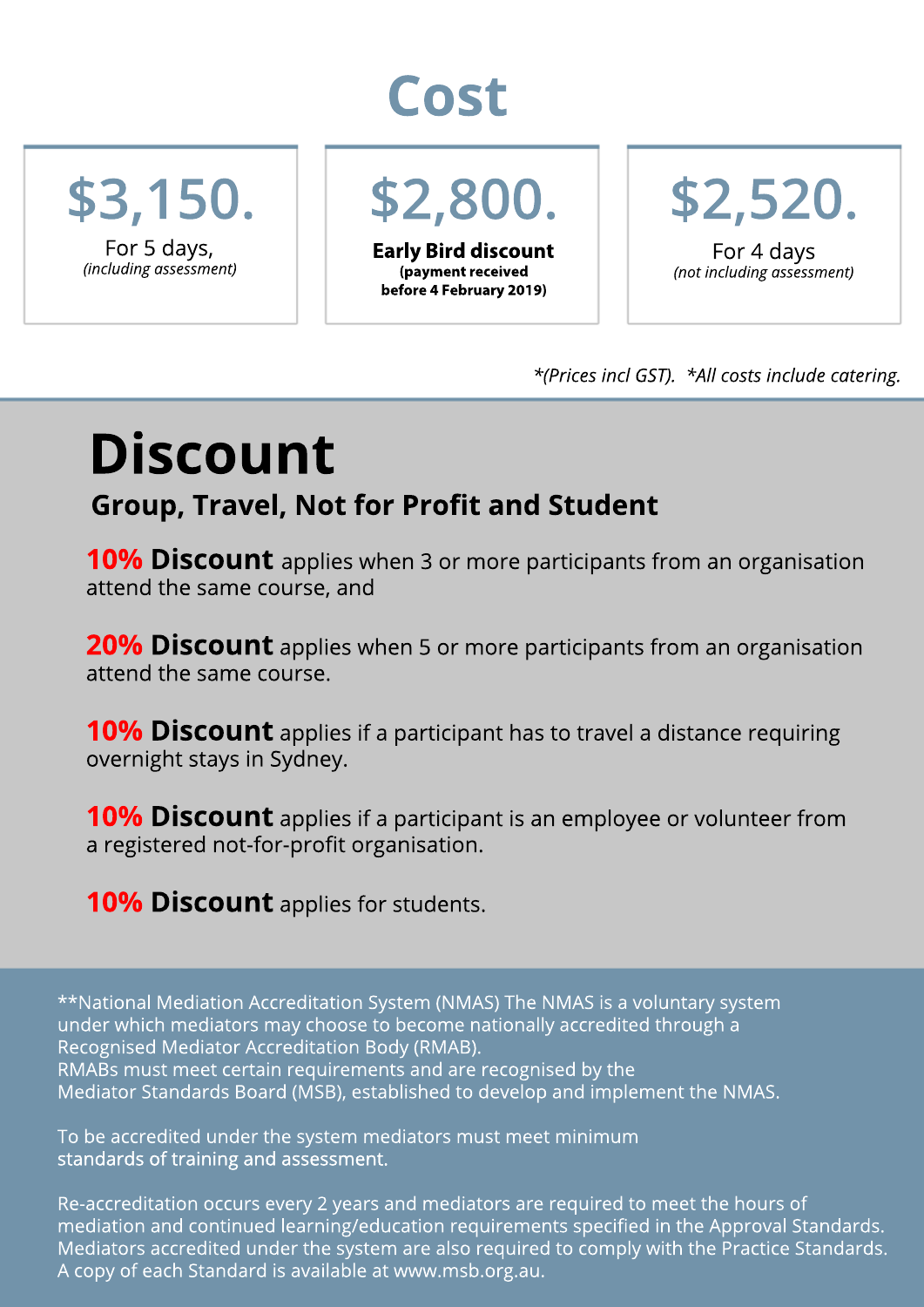# Cost

**$3,150.**
For 5 days,
*(including assessment)*

**$2,800.**
**Early Bird discount**
**(payment received before 4 February 2019)**

**$2,520.**
For 4 days
*(not including assessment)*

*\*(Prices incl GST). \*All costs include catering.*

# Discount

## Group, Travel, Not for Profit and Student

**10% Discount** applies when 3 or more participants from an organisation attend the same course, and

**20% Discount** applies when 5 or more participants from an organisation attend the same course.

**10% Discount** applies if a participant has to travel a distance requiring overnight stays in Sydney.

**10% Discount** applies if a participant is an employee or volunteer from a registered not-for-profit organisation.

**10% Discount** applies for students.

**National Mediation Accreditation System (NMAS) The NMAS is a voluntary system under which mediators may choose to become nationally accredited through a Recognised Mediator Accreditation Body (RMAB).
RMABs must meet certain requirements and are recognised by the Mediator Standards Board (MSB), established to develop and implement the NMAS.

To be accredited under the system mediators must meet minimum standards of training and assessment.

Re-accreditation occurs every 2 years and mediators are required to meet the hours of mediation and continued learning/education requirements specified in the Approval Standards. Mediators accredited under the system are also required to comply with the Practice Standards. A copy of each Standard is available at www.msb.org.au.